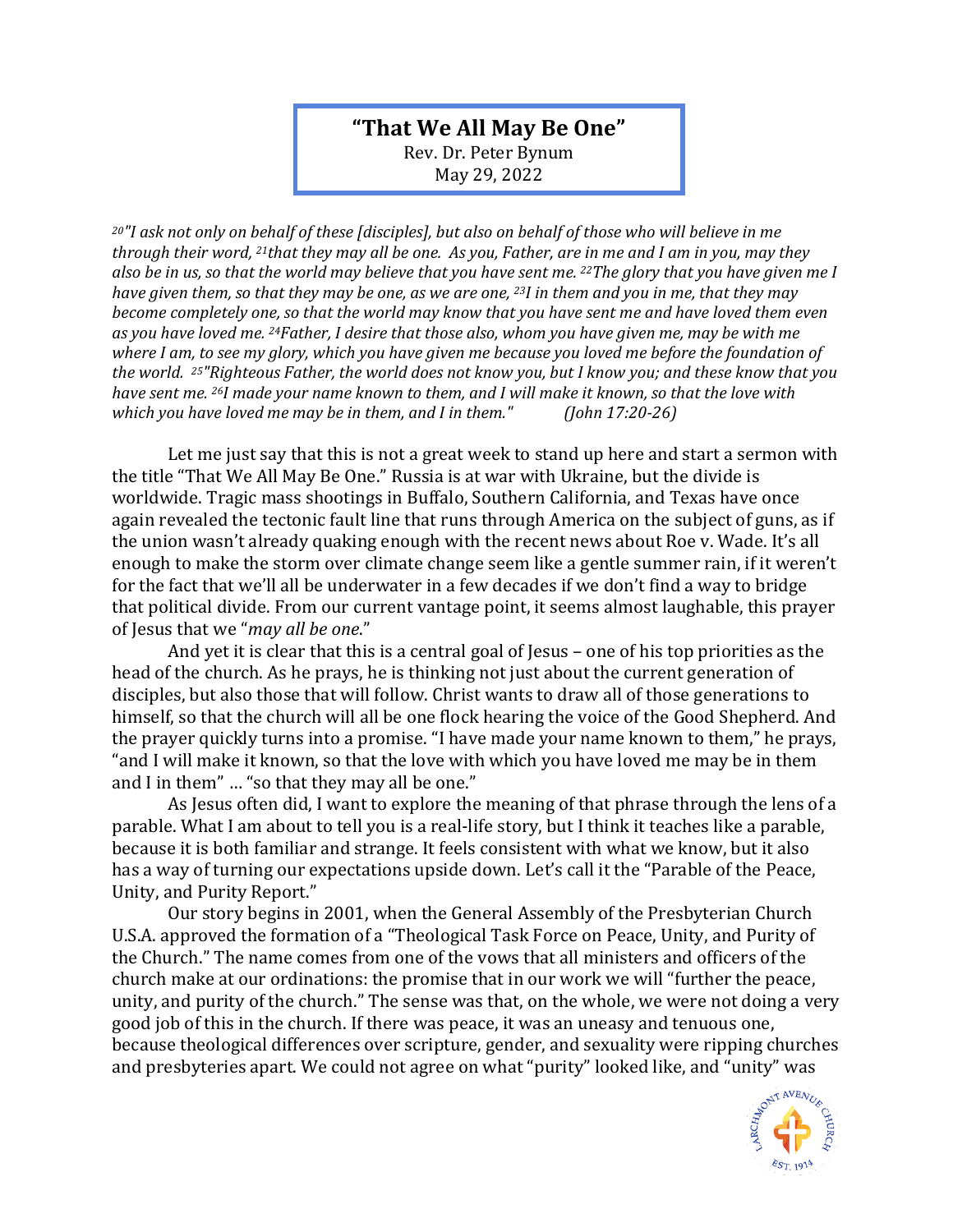# "That We All May Be One"

Rev. Dr. Peter Bynum
May 29, 2022

*[20]"I ask not only on behalf of these [disciples], but also on behalf of those who will believe in me through their word, [21]that they may all be one. As you, Father, are in me and I am in you, may they also be in us, so that the world may believe that you have sent me. [22]The glory that you have given me I have given them, so that they may be one, as we are one, [23]I in them and you in me, that they may become completely one, so that the world may know that you have sent me and have loved them even as you have loved me. [24]Father, I desire that those also, whom you have given me, may be with me where I am, to see my glory, which you have given me because you loved me before the foundation of the world. [25]"Righteous Father, the world does not know you, but I know you; and these know that you have sent me. [26]I made your name known to them, and I will make it known, so that the love with which you have loved me may be in them, and I in them."* *(John 17:20-26)*

Let me just say that this is not a great week to stand up here and start a sermon with the title "That We All May Be One." Russia is at war with Ukraine, but the divide is worldwide. Tragic mass shootings in Buffalo, Southern California, and Texas have once again revealed the tectonic fault line that runs through America on the subject of guns, as if the union wasn't already quaking enough with the recent news about Roe v. Wade. It's all enough to make the storm over climate change seem like a gentle summer rain, if it weren't for the fact that we'll all be underwater in a few decades if we don't find a way to bridge that political divide. From our current vantage point, it seems almost laughable, this prayer of Jesus that we "*may all be one*."

And yet it is clear that this is a central goal of Jesus – one of his top priorities as the head of the church. As he prays, he is thinking not just about the current generation of disciples, but also those that will follow. Christ wants to draw all of those generations to himself, so that the church will all be one flock hearing the voice of the Good Shepherd. And the prayer quickly turns into a promise. "I have made your name known to them," he prays, "and I will make it known, so that the love with which you have loved me may be in them and I in them" … "so that they may all be one."

As Jesus often did, I want to explore the meaning of that phrase through the lens of a parable. What I am about to tell you is a real-life story, but I think it teaches like a parable, because it is both familiar and strange. It feels consistent with what we know, but it also has a way of turning our expectations upside down. Let's call it the "Parable of the Peace, Unity, and Purity Report."

Our story begins in 2001, when the General Assembly of the Presbyterian Church U.S.A. approved the formation of a "Theological Task Force on Peace, Unity, and Purity of the Church." The name comes from one of the vows that all ministers and officers of the church make at our ordinations: the promise that in our work we will "further the peace, unity, and purity of the church." The sense was that, on the whole, we were not doing a very good job of this in the church. If there was peace, it was an uneasy and tenuous one, because theological differences over scripture, gender, and sexuality were ripping churches and presbyteries apart. We could not agree on what "purity" looked like, and "unity" was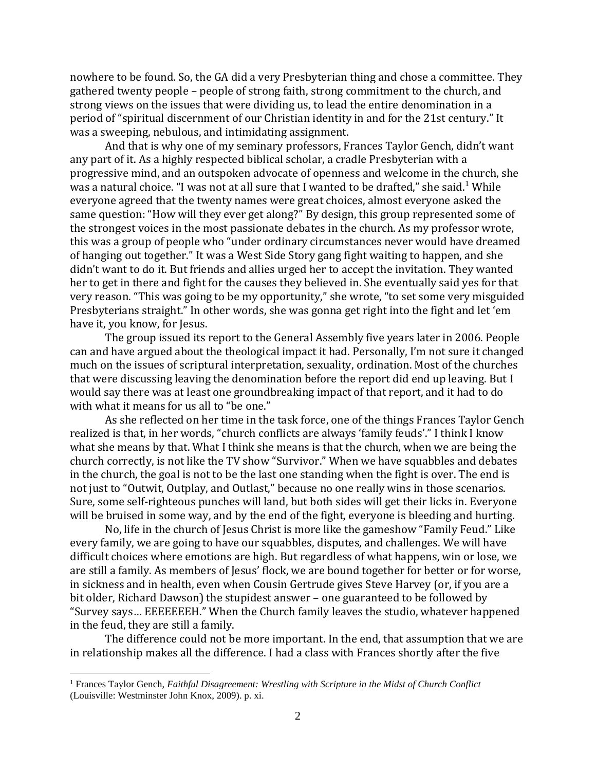nowhere to be found. So, the GA did a very Presbyterian thing and chose a committee. They gathered twenty people – people of strong faith, strong commitment to the church, and strong views on the issues that were dividing us, to lead the entire denomination in a period of "spiritual discernment of our Christian identity in and for the 21st century." It was a sweeping, nebulous, and intimidating assignment.

And that is why one of my seminary professors, Frances Taylor Gench, didn't want any part of it. As a highly respected biblical scholar, a cradle Presbyterian with a progressive mind, and an outspoken advocate of openness and welcome in the church, she was a natural choice. "I was not at all sure that I wanted to be drafted," she said.[1] While everyone agreed that the twenty names were great choices, almost everyone asked the same question: "How will they ever get along?" By design, this group represented some of the strongest voices in the most passionate debates in the church. As my professor wrote, this was a group of people who "under ordinary circumstances never would have dreamed of hanging out together." It was a West Side Story gang fight waiting to happen, and she didn't want to do it. But friends and allies urged her to accept the invitation. They wanted her to get in there and fight for the causes they believed in. She eventually said yes for that very reason. "This was going to be my opportunity," she wrote, "to set some very misguided Presbyterians straight." In other words, she was gonna get right into the fight and let 'em have it, you know, for Jesus.

The group issued its report to the General Assembly five years later in 2006. People can and have argued about the theological impact it had. Personally, I'm not sure it changed much on the issues of scriptural interpretation, sexuality, ordination. Most of the churches that were discussing leaving the denomination before the report did end up leaving. But I would say there was at least one groundbreaking impact of that report, and it had to do with what it means for us all to "be one."

As she reflected on her time in the task force, one of the things Frances Taylor Gench realized is that, in her words, "church conflicts are always 'family feuds'." I think I know what she means by that. What I think she means is that the church, when we are being the church correctly, is not like the TV show "Survivor." When we have squabbles and debates in the church, the goal is not to be the last one standing when the fight is over. The end is not just to "Outwit, Outplay, and Outlast," because no one really wins in those scenarios. Sure, some self-righteous punches will land, but both sides will get their licks in. Everyone will be bruised in some way, and by the end of the fight, everyone is bleeding and hurting.

No, life in the church of Jesus Christ is more like the gameshow "Family Feud." Like every family, we are going to have our squabbles, disputes, and challenges. We will have difficult choices where emotions are high. But regardless of what happens, win or lose, we are still a family. As members of Jesus' flock, we are bound together for better or for worse, in sickness and in health, even when Cousin Gertrude gives Steve Harvey (or, if you are a bit older, Richard Dawson) the stupidest answer – one guaranteed to be followed by "Survey says… EEEEEEEH." When the Church family leaves the studio, whatever happened in the feud, they are still a family.

The difference could not be more important. In the end, that assumption that we are in relationship makes all the difference. I had a class with Frances shortly after the five

---

[1] Frances Taylor Gench, *Faithful Disagreement: Wrestling with Scripture in the Midst of Church Conflict* (Louisville: Westminster John Knox, 2009). p. xi.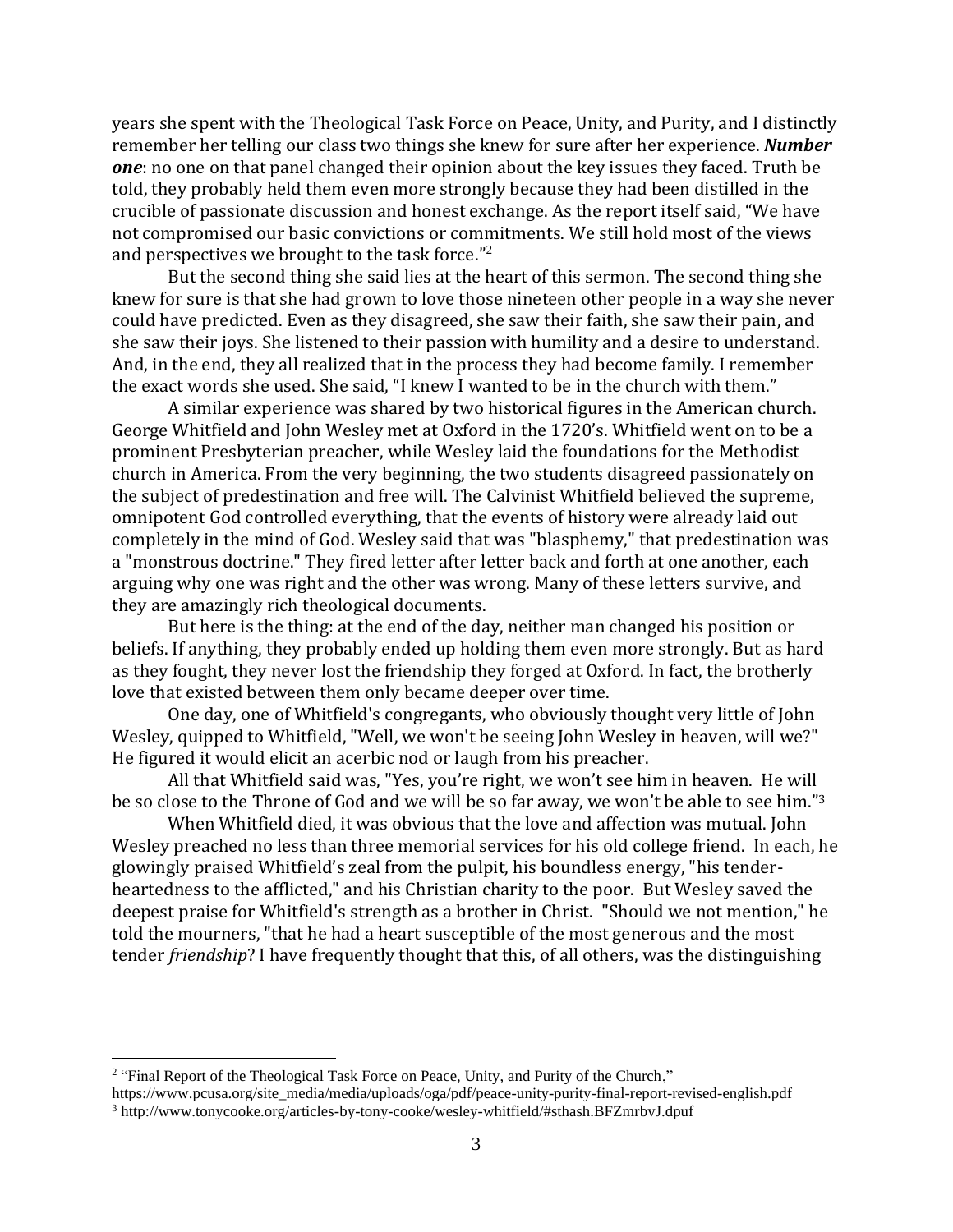years she spent with the Theological Task Force on Peace, Unity, and Purity, and I distinctly remember her telling our class two things she knew for sure after her experience. ***Number one***: no one on that panel changed their opinion about the key issues they faced. Truth be told, they probably held them even more strongly because they had been distilled in the crucible of passionate discussion and honest exchange. As the report itself said, "We have not compromised our basic convictions or commitments. We still hold most of the views and perspectives we brought to the task force."[2]

But the second thing she said lies at the heart of this sermon. The second thing she knew for sure is that she had grown to love those nineteen other people in a way she never could have predicted. Even as they disagreed, she saw their faith, she saw their pain, and she saw their joys. She listened to their passion with humility and a desire to understand. And, in the end, they all realized that in the process they had become family. I remember the exact words she used. She said, "I knew I wanted to be in the church with them."

A similar experience was shared by two historical figures in the American church. George Whitfield and John Wesley met at Oxford in the 1720's. Whitfield went on to be a prominent Presbyterian preacher, while Wesley laid the foundations for the Methodist church in America. From the very beginning, the two students disagreed passionately on the subject of predestination and free will. The Calvinist Whitfield believed the supreme, omnipotent God controlled everything, that the events of history were already laid out completely in the mind of God. Wesley said that was "blasphemy," that predestination was a "monstrous doctrine." They fired letter after letter back and forth at one another, each arguing why one was right and the other was wrong. Many of these letters survive, and they are amazingly rich theological documents.

But here is the thing: at the end of the day, neither man changed his position or beliefs. If anything, they probably ended up holding them even more strongly. But as hard as they fought, they never lost the friendship they forged at Oxford. In fact, the brotherly love that existed between them only became deeper over time.

One day, one of Whitfield's congregants, who obviously thought very little of John Wesley, quipped to Whitfield, "Well, we won't be seeing John Wesley in heaven, will we?" He figured it would elicit an acerbic nod or laugh from his preacher.

All that Whitfield said was, "Yes, you're right, we won't see him in heaven. He will be so close to the Throne of God and we will be so far away, we won't be able to see him."[3]

When Whitfield died, it was obvious that the love and affection was mutual. John Wesley preached no less than three memorial services for his old college friend. In each, he glowingly praised Whitfield's zeal from the pulpit, his boundless energy, "his tender-heartedness to the afflicted," and his Christian charity to the poor. But Wesley saved the deepest praise for Whitfield's strength as a brother in Christ. "Should we not mention," he told the mourners, "that he had a heart susceptible of the most generous and the most tender *friendship*? I have frequently thought that this, of all others, was the distinguishing

---

[2] "Final Report of the Theological Task Force on Peace, Unity, and Purity of the Church," https://www.pcusa.org/site_media/media/uploads/oga/pdf/peace-unity-purity-final-report-revised-english.pdf

[3] http://www.tonycooke.org/articles-by-tony-cooke/wesley-whitfield/#sthash.BFZmrbvJ.dpuf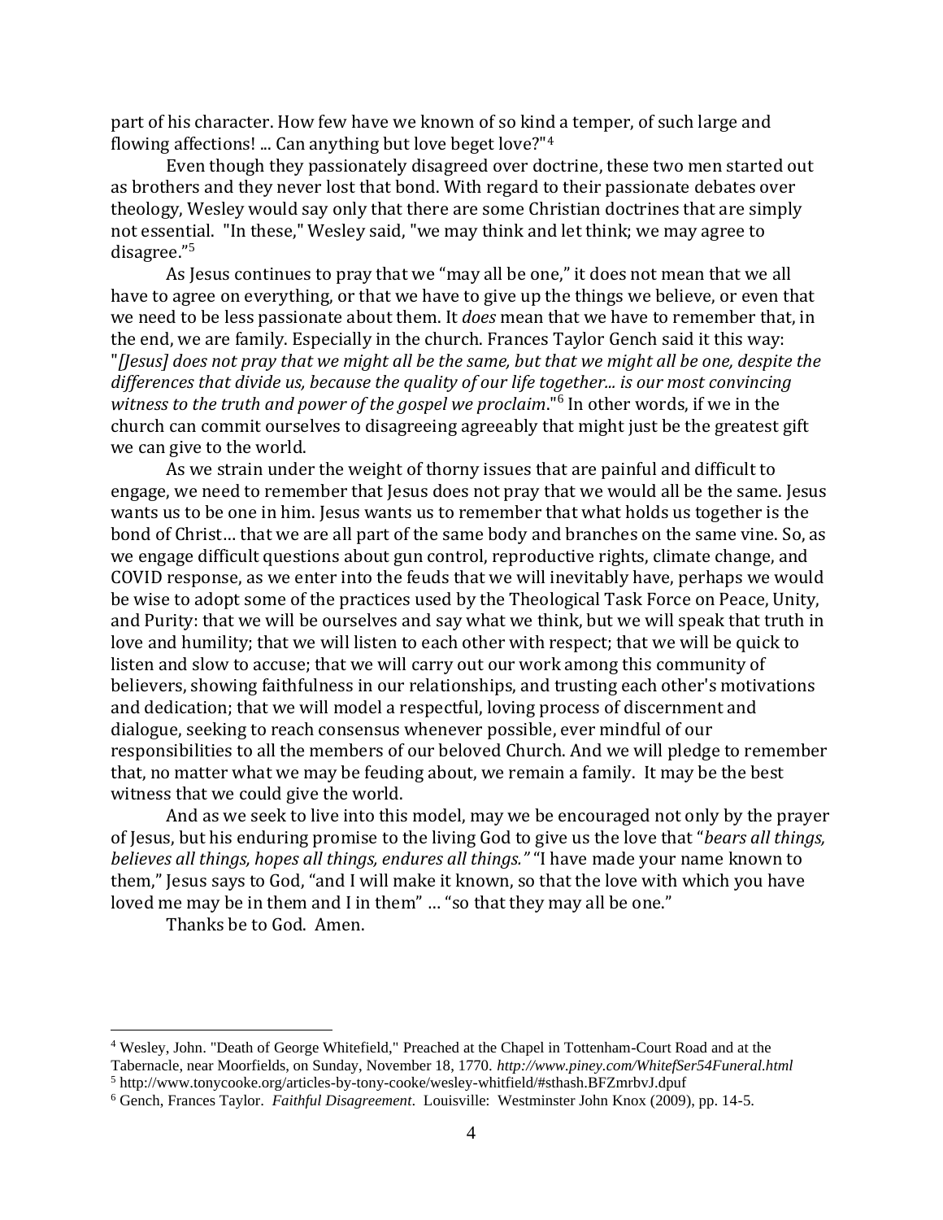part of his character. How few have we known of so kind a temper, of such large and flowing affections! ... Can anything but love beget love?"[4]

Even though they passionately disagreed over doctrine, these two men started out as brothers and they never lost that bond. With regard to their passionate debates over theology, Wesley would say only that there are some Christian doctrines that are simply not essential. "In these," Wesley said, "we may think and let think; we may agree to disagree."[5]

As Jesus continues to pray that we "may all be one," it does not mean that we all have to agree on everything, or that we have to give up the things we believe, or even that we need to be less passionate about them. It *does* mean that we have to remember that, in the end, we are family. Especially in the church. Frances Taylor Gench said it this way: "*[Jesus] does not pray that we might all be the same, but that we might all be one, despite the differences that divide us, because the quality of our life together... is our most convincing witness to the truth and power of the gospel we proclaim*."[6] In other words, if we in the church can commit ourselves to disagreeing agreeably that might just be the greatest gift we can give to the world.

As we strain under the weight of thorny issues that are painful and difficult to engage, we need to remember that Jesus does not pray that we would all be the same. Jesus wants us to be one in him. Jesus wants us to remember that what holds us together is the bond of Christ… that we are all part of the same body and branches on the same vine. So, as we engage difficult questions about gun control, reproductive rights, climate change, and COVID response, as we enter into the feuds that we will inevitably have, perhaps we would be wise to adopt some of the practices used by the Theological Task Force on Peace, Unity, and Purity: that we will be ourselves and say what we think, but we will speak that truth in love and humility; that we will listen to each other with respect; that we will be quick to listen and slow to accuse; that we will carry out our work among this community of believers, showing faithfulness in our relationships, and trusting each other's motivations and dedication; that we will model a respectful, loving process of discernment and dialogue, seeking to reach consensus whenever possible, ever mindful of our responsibilities to all the members of our beloved Church. And we will pledge to remember that, no matter what we may be feuding about, we remain a family. It may be the best witness that we could give the world.

And as we seek to live into this model, may we be encouraged not only by the prayer of Jesus, but his enduring promise to the living God to give us the love that "*bears all things, believes all things, hopes all things, endures all things.*" "I have made your name known to them," Jesus says to God, "and I will make it known, so that the love with which you have loved me may be in them and I in them" … "so that they may all be one."

Thanks be to God. Amen.

---

[4] Wesley, John. "Death of George Whitefield," Preached at the Chapel in Tottenham-Court Road and at the Tabernacle, near Moorfields, on Sunday, November 18, 1770. *http://www.piney.com/WhitefSer54Funeral.html*

[5] http://www.tonycooke.org/articles-by-tony-cooke/wesley-whitfield/#sthash.BFZmrbvJ.dpuf

[6] Gench, Frances Taylor. *Faithful Disagreement*. Louisville: Westminster John Knox (2009), pp. 14-5.